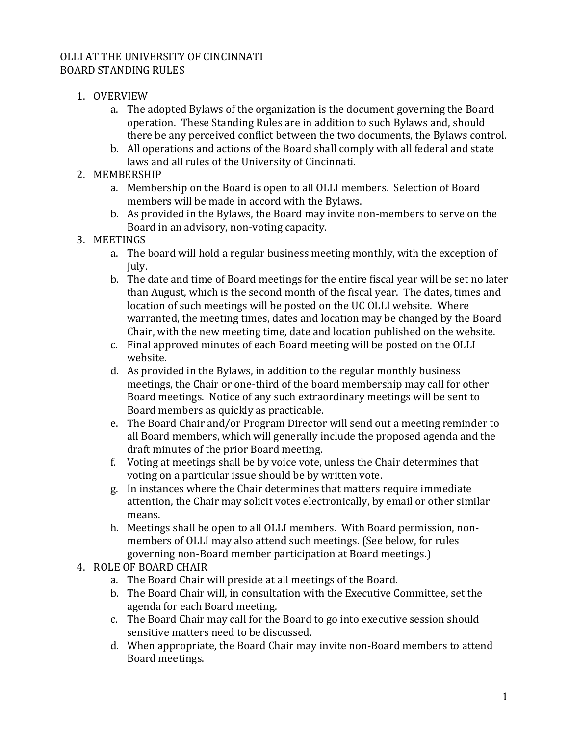# OLLI AT THE UNIVERSITY OF CINCINNATI
# BOARD STANDING RULES

1. OVERVIEW
   a. The adopted Bylaws of the organization is the document governing the Board operation. These Standing Rules are in addition to such Bylaws and, should there be any perceived conflict between the two documents, the Bylaws control.
   b. All operations and actions of the Board shall comply with all federal and state laws and all rules of the University of Cincinnati.
2. MEMBERSHIP
   a. Membership on the Board is open to all OLLI members. Selection of Board members will be made in accord with the Bylaws.
   b. As provided in the Bylaws, the Board may invite non-members to serve on the Board in an advisory, non-voting capacity.
3. MEETINGS
   a. The board will hold a regular business meeting monthly, with the exception of July.
   b. The date and time of Board meetings for the entire fiscal year will be set no later than August, which is the second month of the fiscal year. The dates, times and location of such meetings will be posted on the UC OLLI website. Where warranted, the meeting times, dates and location may be changed by the Board Chair, with the new meeting time, date and location published on the website.
   c. Final approved minutes of each Board meeting will be posted on the OLLI website.
   d. As provided in the Bylaws, in addition to the regular monthly business meetings, the Chair or one-third of the board membership may call for other Board meetings. Notice of any such extraordinary meetings will be sent to Board members as quickly as practicable.
   e. The Board Chair and/or Program Director will send out a meeting reminder to all Board members, which will generally include the proposed agenda and the draft minutes of the prior Board meeting.
   f. Voting at meetings shall be by voice vote, unless the Chair determines that voting on a particular issue should be by written vote.
   g. In instances where the Chair determines that matters require immediate attention, the Chair may solicit votes electronically, by email or other similar means.
   h. Meetings shall be open to all OLLI members. With Board permission, non-members of OLLI may also attend such meetings. (See below, for rules governing non-Board member participation at Board meetings.)
4. ROLE OF BOARD CHAIR
   a. The Board Chair will preside at all meetings of the Board.
   b. The Board Chair will, in consultation with the Executive Committee, set the agenda for each Board meeting.
   c. The Board Chair may call for the Board to go into executive session should sensitive matters need to be discussed.
   d. When appropriate, the Board Chair may invite non-Board members to attend Board meetings.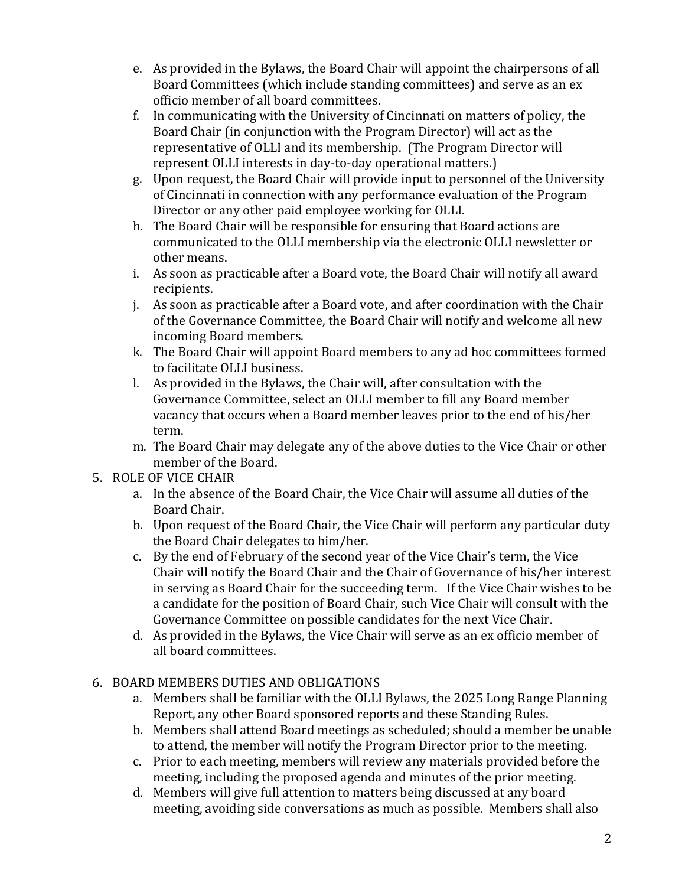e. As provided in the Bylaws, the Board Chair will appoint the chairpersons of all Board Committees (which include standing committees) and serve as an ex officio member of all board committees.
f. In communicating with the University of Cincinnati on matters of policy, the Board Chair (in conjunction with the Program Director) will act as the representative of OLLI and its membership. (The Program Director will represent OLLI interests in day-to-day operational matters.)
g. Upon request, the Board Chair will provide input to personnel of the University of Cincinnati in connection with any performance evaluation of the Program Director or any other paid employee working for OLLI.
h. The Board Chair will be responsible for ensuring that Board actions are communicated to the OLLI membership via the electronic OLLI newsletter or other means.
i. As soon as practicable after a Board vote, the Board Chair will notify all award recipients.
j. As soon as practicable after a Board vote, and after coordination with the Chair of the Governance Committee, the Board Chair will notify and welcome all new incoming Board members.
k. The Board Chair will appoint Board members to any ad hoc committees formed to facilitate OLLI business.
l. As provided in the Bylaws, the Chair will, after consultation with the Governance Committee, select an OLLI member to fill any Board member vacancy that occurs when a Board member leaves prior to the end of his/her term.
m. The Board Chair may delegate any of the above duties to the Vice Chair or other member of the Board.

5. ROLE OF VICE CHAIR
   a. In the absence of the Board Chair, the Vice Chair will assume all duties of the Board Chair.
   b. Upon request of the Board Chair, the Vice Chair will perform any particular duty the Board Chair delegates to him/her.
   c. By the end of February of the second year of the Vice Chair's term, the Vice Chair will notify the Board Chair and the Chair of Governance of his/her interest in serving as Board Chair for the succeeding term. If the Vice Chair wishes to be a candidate for the position of Board Chair, such Vice Chair will consult with the Governance Committee on possible candidates for the next Vice Chair.
   d. As provided in the Bylaws, the Vice Chair will serve as an ex officio member of all board committees.

6. BOARD MEMBERS DUTIES AND OBLIGATIONS
   a. Members shall be familiar with the OLLI Bylaws, the 2025 Long Range Planning Report, any other Board sponsored reports and these Standing Rules.
   b. Members shall attend Board meetings as scheduled; should a member be unable to attend, the member will notify the Program Director prior to the meeting.
   c. Prior to each meeting, members will review any materials provided before the meeting, including the proposed agenda and minutes of the prior meeting.
   d. Members will give full attention to matters being discussed at any board meeting, avoiding side conversations as much as possible. Members shall also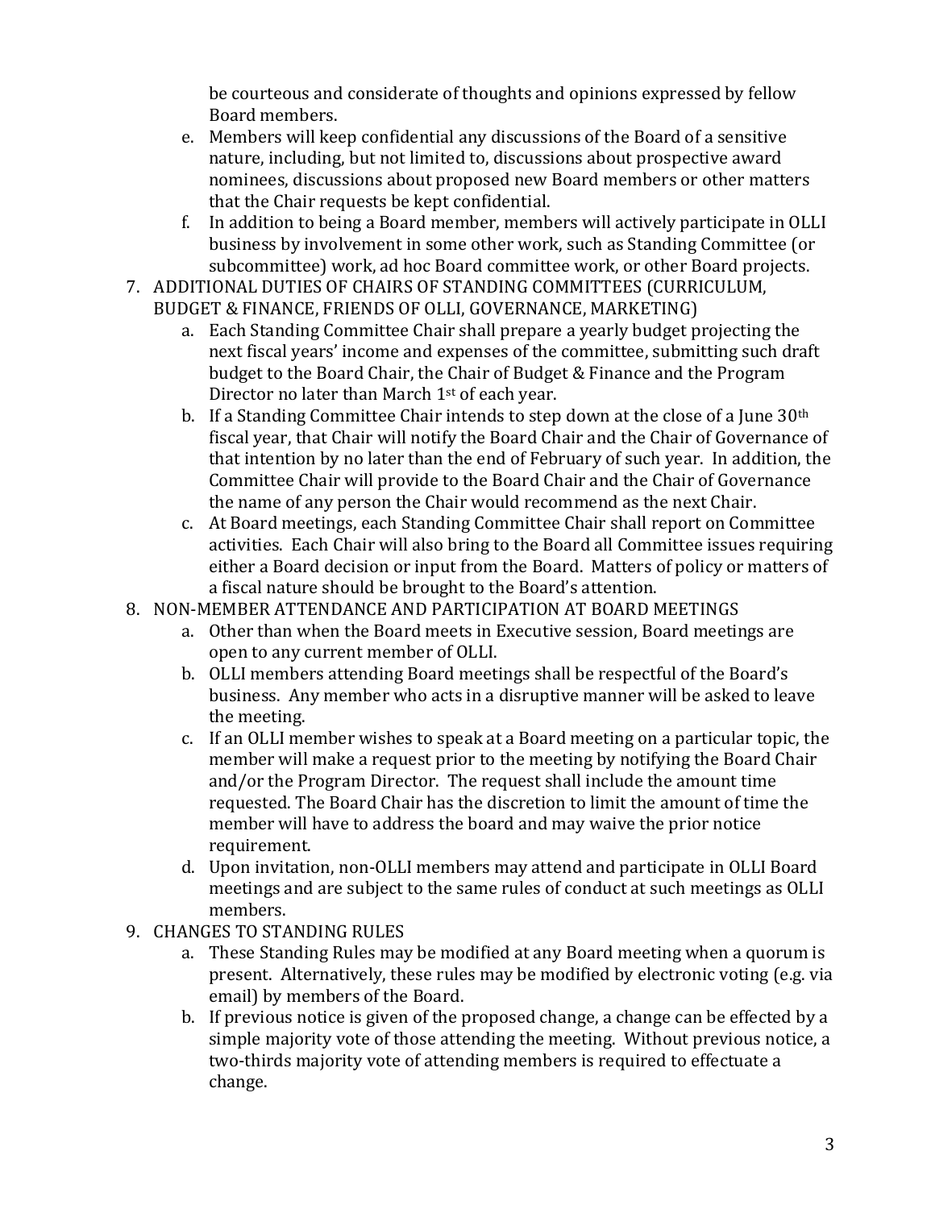be courteous and considerate of thoughts and opinions expressed by fellow Board members.

   e. Members will keep confidential any discussions of the Board of a sensitive nature, including, but not limited to, discussions about prospective award nominees, discussions about proposed new Board members or other matters that the Chair requests be kept confidential.
   f. In addition to being a Board member, members will actively participate in OLLI business by involvement in some other work, such as Standing Committee (or subcommittee) work, ad hoc Board committee work, or other Board projects.

7. ADDITIONAL DUTIES OF CHAIRS OF STANDING COMMITTEES (CURRICULUM, BUDGET & FINANCE, FRIENDS OF OLLI, GOVERNANCE, MARKETING)
   a. Each Standing Committee Chair shall prepare a yearly budget projecting the next fiscal years' income and expenses of the committee, submitting such draft budget to the Board Chair, the Chair of Budget & Finance and the Program Director no later than March 1st of each year.
   b. If a Standing Committee Chair intends to step down at the close of a June 30th fiscal year, that Chair will notify the Board Chair and the Chair of Governance of that intention by no later than the end of February of such year. In addition, the Committee Chair will provide to the Board Chair and the Chair of Governance the name of any person the Chair would recommend as the next Chair.
   c. At Board meetings, each Standing Committee Chair shall report on Committee activities. Each Chair will also bring to the Board all Committee issues requiring either a Board decision or input from the Board. Matters of policy or matters of a fiscal nature should be brought to the Board's attention.

8. NON-MEMBER ATTENDANCE AND PARTICIPATION AT BOARD MEETINGS
   a. Other than when the Board meets in Executive session, Board meetings are open to any current member of OLLI.
   b. OLLI members attending Board meetings shall be respectful of the Board's business. Any member who acts in a disruptive manner will be asked to leave the meeting.
   c. If an OLLI member wishes to speak at a Board meeting on a particular topic, the member will make a request prior to the meeting by notifying the Board Chair and/or the Program Director. The request shall include the amount time requested. The Board Chair has the discretion to limit the amount of time the member will have to address the board and may waive the prior notice requirement.
   d. Upon invitation, non-OLLI members may attend and participate in OLLI Board meetings and are subject to the same rules of conduct at such meetings as OLLI members.

9. CHANGES TO STANDING RULES
   a. These Standing Rules may be modified at any Board meeting when a quorum is present. Alternatively, these rules may be modified by electronic voting (e.g. via email) by members of the Board.
   b. If previous notice is given of the proposed change, a change can be effected by a simple majority vote of those attending the meeting. Without previous notice, a two-thirds majority vote of attending members is required to effectuate a change.